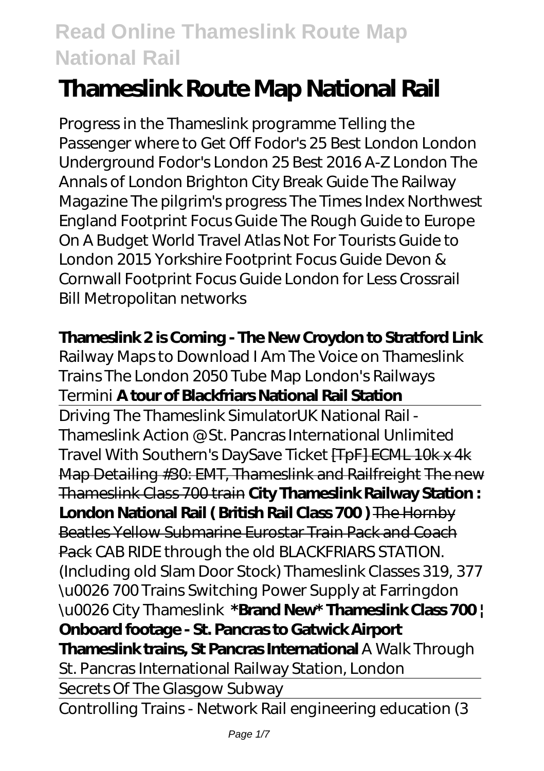# Thameslink Route Map National Rail

Progress in the Thameslink programme Telling the Passenger where to Get Off Fodor's 25 Best London London Underground Fodor's London 25 Best 2016 A-Z London The Annals of London Brighton City Break Guide The Railway Magazine The pilgrim's progress The Times Index Northwest England Footprint Focus Guide The Rough Guide to Europe On A Budget World Travel Atlas Not For Tourists Guide to London 2015 Yorkshire Footprint Focus Guide Devon & Cornwall Footprint Focus Guide London for Less Crossrail Bill Metropolitan networks

**Thameslink 2 is Coming - The New Croydon to Stratford Link**

*Railway Maps to Download I Am The Voice on Thameslink Trains The London 2050 Tube Map London's Railways Termini* **A tour of Blackfriars National Rail Station**

Driving The Thameslink Simulator*UK National Rail - Thameslink Action @ St. Pancras International Unlimited Travel With Southern's DaySave Ticket* [TpF] ECML 10k x 4k Map Detailing #30: EMT, Thameslink and Railfreight The new Thameslink Class 700 train **City Thameslink Railway Station : London National Rail ( British Rail Class 700 )** The Hornby Beatles Yellow Submarine Eurostar Train Pack and Coach Pack *CAB RIDE through the old BLACKFRIARS STATION. (Including old Slam Door Stock) Thameslink Classes 319, 377 \u0026 700 Trains Switching Power Supply at Farringdon \u0026 City Thameslink* **\*Brand New\* Thameslink Class 700 | Onboard footage - St. Pancras to Gatwick Airport Thameslink trains, St Pancras International** *A Walk Through St. Pancras International Railway Station, London*

Secrets Of The Glasgow Subway

Controlling Trains - Network Rail engineering education (3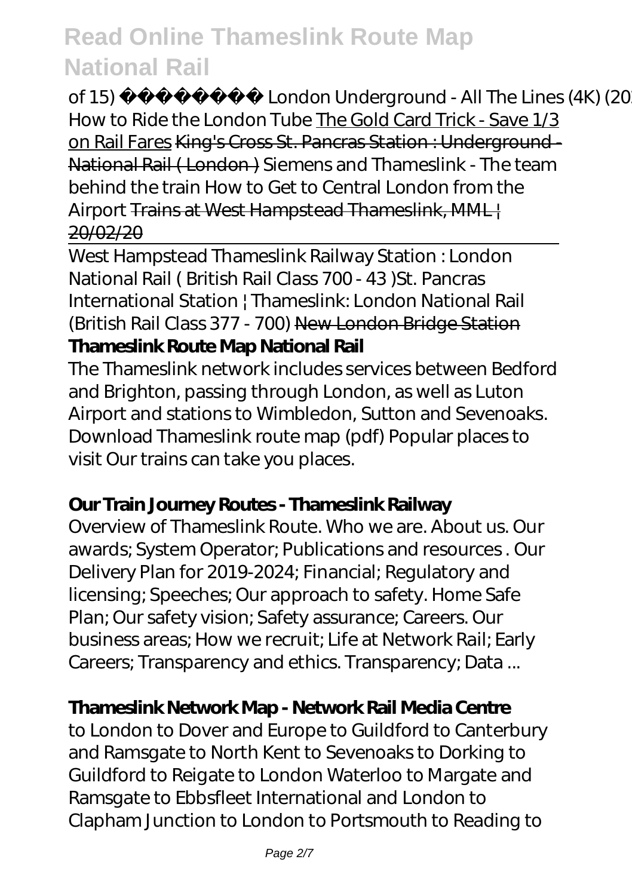of 15) London Underground - All The Lines (4K) (20 *How to Ride the London Tube* The Gold Card Trick - Save 1/3 on Rail Fares King's Cross St. Pancras Station : Underground - National Rail ( London ) *Siemens and Thameslink - The team behind the train* *How to Get to Central London from the Airport* Trains at West Hampstead Thameslink, MML | 20/02/20

West Hampstead Thameslink Railway Station : London National Rail ( British Rail Class 700 - 43 )*St. Pancras International Station | Thameslink: London National Rail (British Rail Class 377 - 700)* New London Bridge Station

## Thameslink Route Map National Rail

The Thameslink network includes services between Bedford and Brighton, passing through London, as well as Luton Airport and stations to Wimbledon, Sutton and Sevenoaks. Download Thameslink route map (pdf) Popular places to visit Our trains can take you places.

### Our Train Journey Routes - Thameslink Railway

Overview of Thameslink Route. Who we are. About us. Our awards; System Operator; Publications and resources . Our Delivery Plan for 2019-2024; Financial; Regulatory and licensing; Speeches; Our approach to safety. Home Safe Plan; Our safety vision; Safety assurance; Careers. Our business areas; How we recruit; Life at Network Rail; Early Careers; Transparency and ethics. Transparency; Data ...

### Thameslink Network Map - Network Rail Media Centre

to London to Dover and Europe to Guildford to Canterbury and Ramsgate to North Kent to Sevenoaks to Dorking to Guildford to Reigate to London Waterloo to Margate and Ramsgate to Ebbsfleet International and London to Clapham Junction to London to Portsmouth to Reading to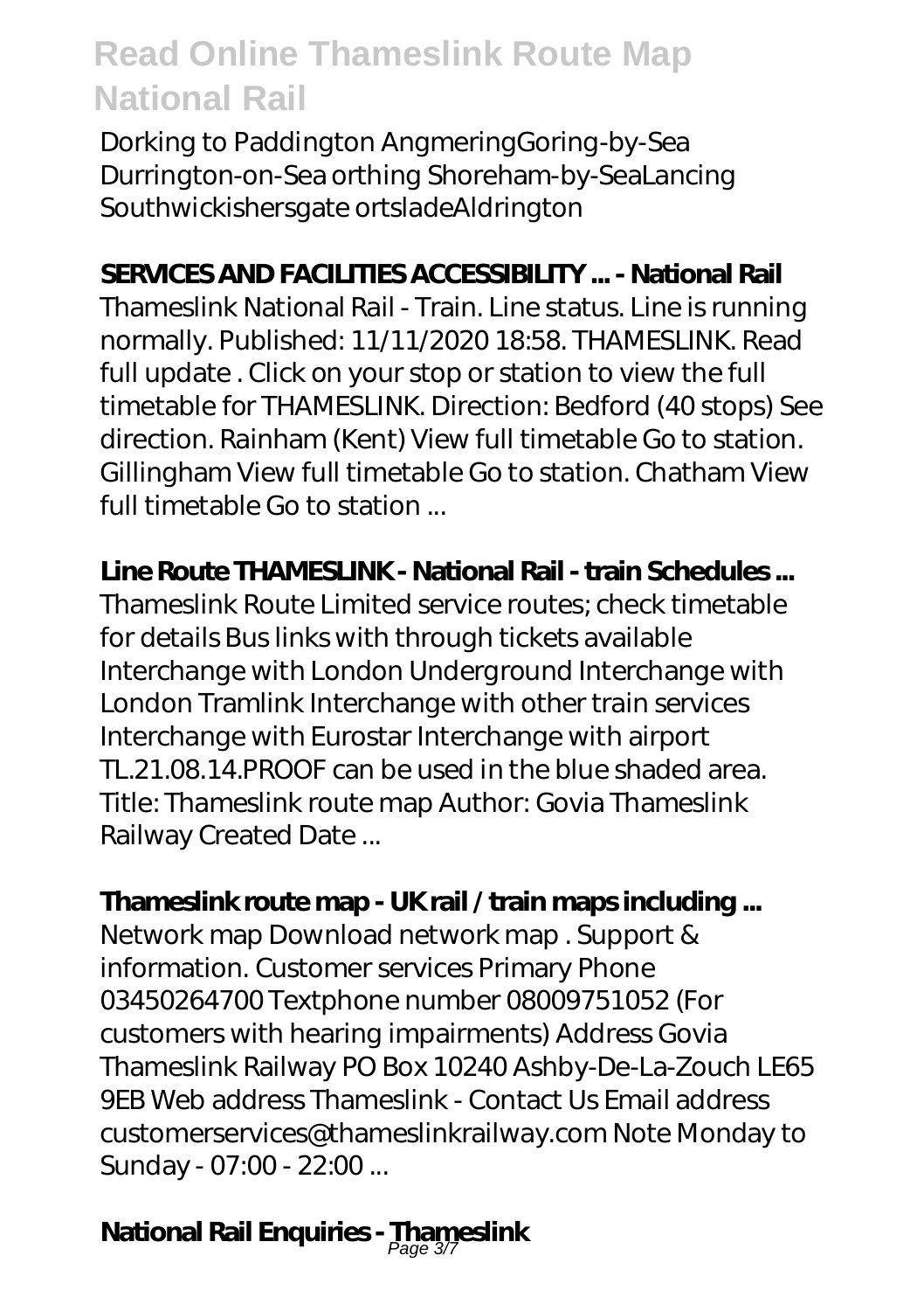Dorking to Paddington AngmeringGoring-by-Sea Durrington-on-Sea orthing Shoreham-by-SeaLancing Southwickishersgate ortsladeAldrington

## SERVICES AND FACILITIES ACCESSIBILITY ... - National Rail

Thameslink National Rail - Train. Line status. Line is running normally. Published: 11/11/2020 18:58. THAMESLINK. Read full update . Click on your stop or station to view the full timetable for THAMESLINK. Direction: Bedford (40 stops) See direction. Rainham (Kent) View full timetable Go to station. Gillingham View full timetable Go to station. Chatham View full timetable Go to station ...

## Line Route THAMESLINK - National Rail - train Schedules ...

Thameslink Route Limited service routes; check timetable for details Bus links with through tickets available Interchange with London Underground Interchange with London Tramlink Interchange with other train services Interchange with Eurostar Interchange with airport TL.21.08.14.PROOF can be used in the blue shaded area. Title: Thameslink route map Author: Govia Thameslink Railway Created Date ...

## Thameslink route map - UK rail / train maps including ...

Network map Download network map . Support & information. Customer services Primary Phone 03450264700 Textphone number 08009751052 (For customers with hearing impairments) Address Govia Thameslink Railway PO Box 10240 Ashby-De-La-Zouch LE65 9EB Web address Thameslink - Contact Us Email address customerservices@thameslinkrailway.com Note Monday to Sunday - 07:00 - 22:00 ...

## National Rail Enquiries - Thameslink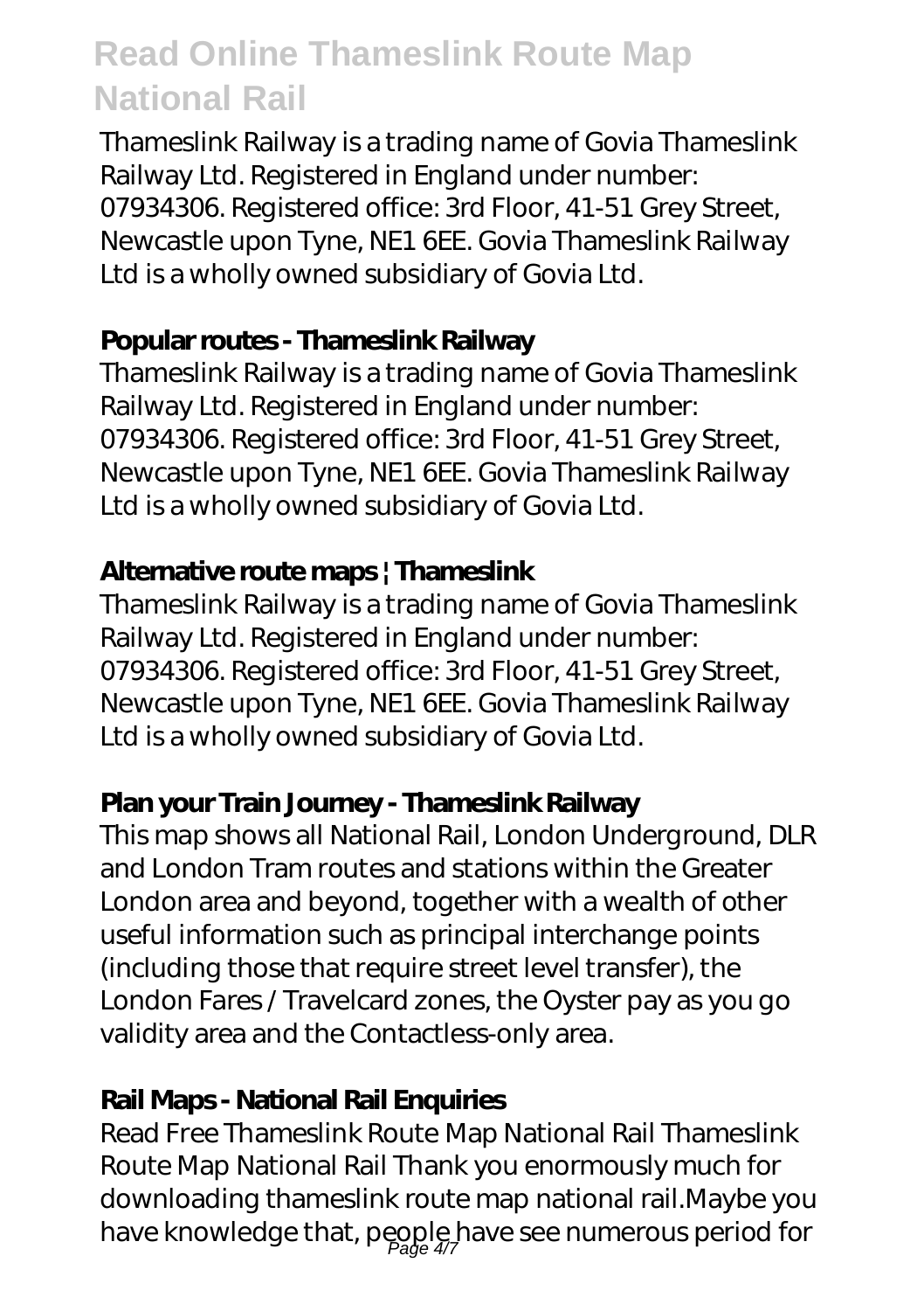Thameslink Railway is a trading name of Govia Thameslink Railway Ltd. Registered in England under number: 07934306. Registered office: 3rd Floor, 41-51 Grey Street, Newcastle upon Tyne, NE1 6EE. Govia Thameslink Railway Ltd is a wholly owned subsidiary of Govia Ltd.

**Popular routes - Thameslink Railway**

Thameslink Railway is a trading name of Govia Thameslink Railway Ltd. Registered in England under number: 07934306. Registered office: 3rd Floor, 41-51 Grey Street, Newcastle upon Tyne, NE1 6EE. Govia Thameslink Railway Ltd is a wholly owned subsidiary of Govia Ltd.

**Alternative route maps | Thameslink**

Thameslink Railway is a trading name of Govia Thameslink Railway Ltd. Registered in England under number: 07934306. Registered office: 3rd Floor, 41-51 Grey Street, Newcastle upon Tyne, NE1 6EE. Govia Thameslink Railway Ltd is a wholly owned subsidiary of Govia Ltd.

**Plan your Train Journey - Thameslink Railway**

This map shows all National Rail, London Underground, DLR and London Tram routes and stations within the Greater London area and beyond, together with a wealth of other useful information such as principal interchange points (including those that require street level transfer), the London Fares / Travelcard zones, the Oyster pay as you go validity area and the Contactless-only area.

**Rail Maps - National Rail Enquiries**

Read Free Thameslink Route Map National Rail Thameslink Route Map National Rail Thank you enormously much for downloading thameslink route map national rail.Maybe you have knowledge that, people have see numerous period for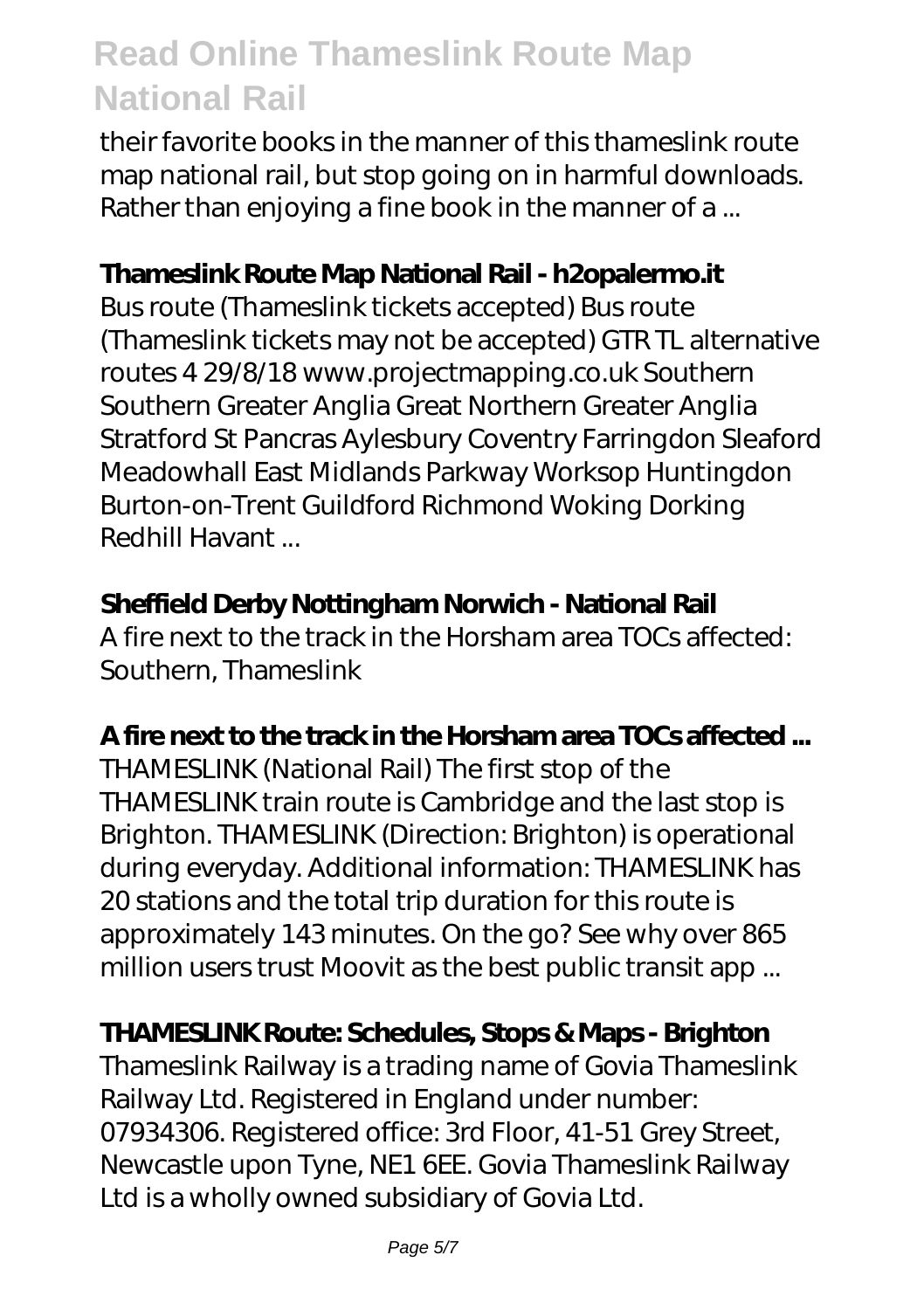their favorite books in the manner of this thameslink route map national rail, but stop going on in harmful downloads. Rather than enjoying a fine book in the manner of a ...

**Thameslink Route Map National Rail - h2opalermo.it**

Bus route (Thameslink tickets accepted) Bus route (Thameslink tickets may not be accepted) GTR TL alternative routes 4 29/8/18 www.projectmapping.co.uk Southern Southern Greater Anglia Great Northern Greater Anglia Stratford St Pancras Aylesbury Coventry Farringdon Sleaford Meadowhall East Midlands Parkway Worksop Huntingdon Burton-on-Trent Guildford Richmond Woking Dorking Redhill Havant ...

**Sheffield Derby Nottingham Norwich - National Rail**

A fire next to the track in the Horsham area TOCs affected: Southern, Thameslink

**A fire next to the track in the Horsham area TOCs affected ...**

THAMESLINK (National Rail) The first stop of the THAMESLINK train route is Cambridge and the last stop is Brighton. THAMESLINK (Direction: Brighton) is operational during everyday. Additional information: THAMESLINK has 20 stations and the total trip duration for this route is approximately 143 minutes. On the go? See why over 865 million users trust Moovit as the best public transit app ...

**THAMESLINK Route: Schedules, Stops & Maps - Brighton**

Thameslink Railway is a trading name of Govia Thameslink Railway Ltd. Registered in England under number: 07934306. Registered office: 3rd Floor, 41-51 Grey Street, Newcastle upon Tyne, NE1 6EE. Govia Thameslink Railway Ltd is a wholly owned subsidiary of Govia Ltd.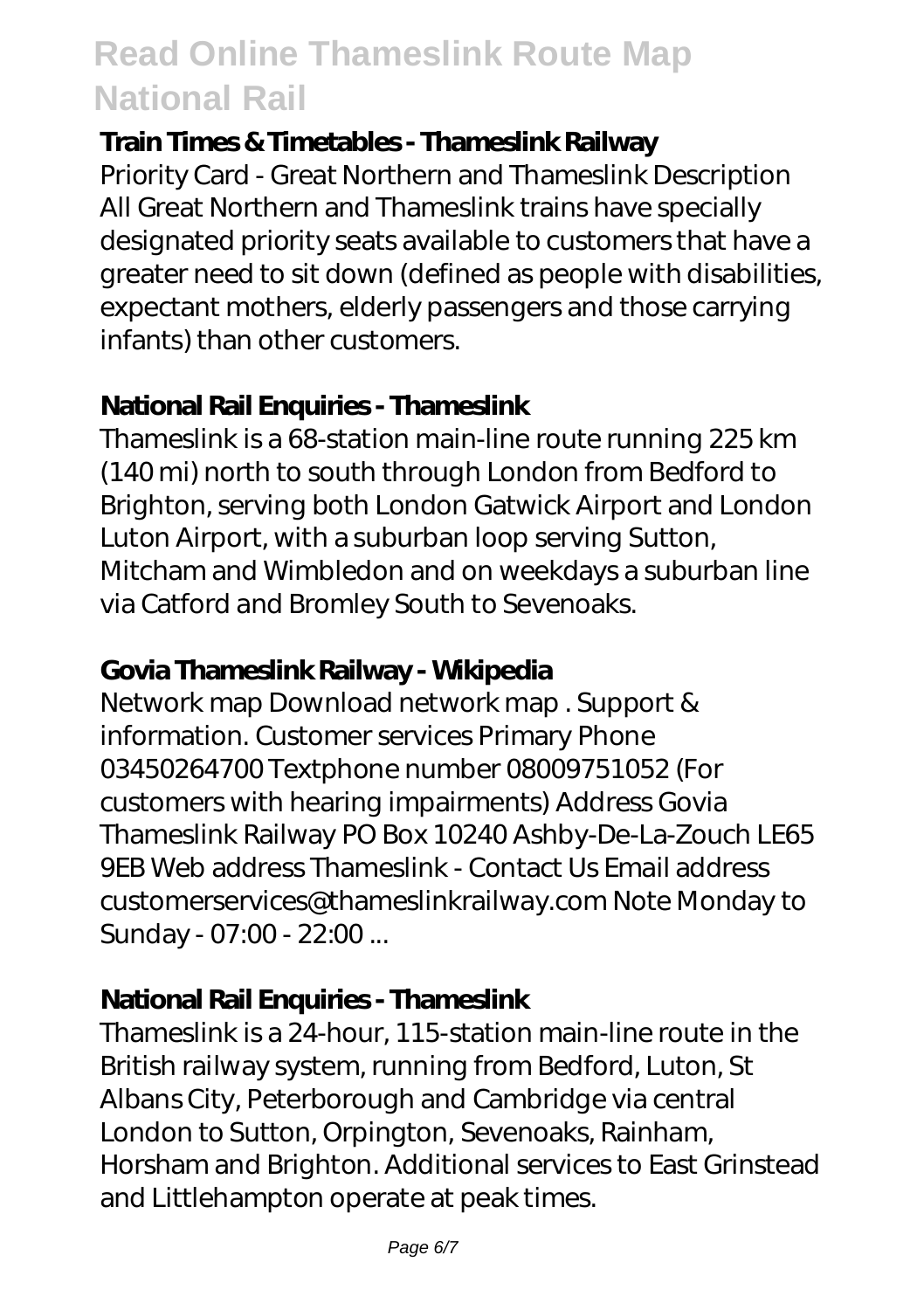### Train Times & Timetables - Thameslink Railway

Priority Card - Great Northern and Thameslink Description All Great Northern and Thameslink trains have specially designated priority seats available to customers that have a greater need to sit down (defined as people with disabilities, expectant mothers, elderly passengers and those carrying infants) than other customers.

### National Rail Enquiries - Thameslink

Thameslink is a 68-station main-line route running 225 km (140 mi) north to south through London from Bedford to Brighton, serving both London Gatwick Airport and London Luton Airport, with a suburban loop serving Sutton, Mitcham and Wimbledon and on weekdays a suburban line via Catford and Bromley South to Sevenoaks.

### Govia Thameslink Railway - Wikipedia

Network map Download network map . Support & information. Customer services Primary Phone 03450264700 Textphone number 08009751052 (For customers with hearing impairments) Address Govia Thameslink Railway PO Box 10240 Ashby-De-La-Zouch LE65 9EB Web address Thameslink - Contact Us Email address customerservices@thameslinkrailway.com Note Monday to Sunday - 07:00 - 22:00 ...

### National Rail Enquiries - Thameslink

Thameslink is a 24-hour, 115-station main-line route in the British railway system, running from Bedford, Luton, St Albans City, Peterborough and Cambridge via central London to Sutton, Orpington, Sevenoaks, Rainham, Horsham and Brighton. Additional services to East Grinstead and Littlehampton operate at peak times.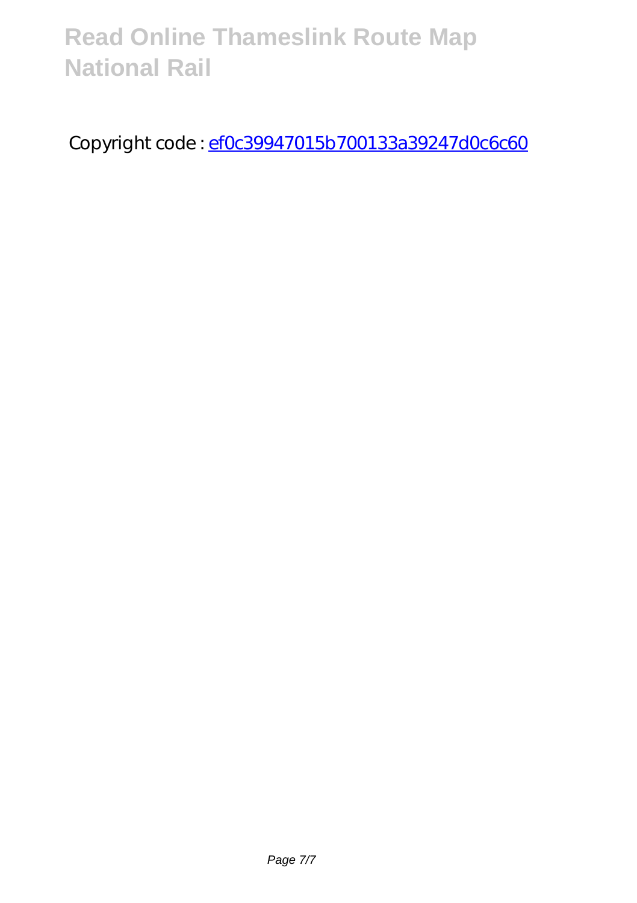Copyright code : ef0c39947015b700133a39247d0c6c60